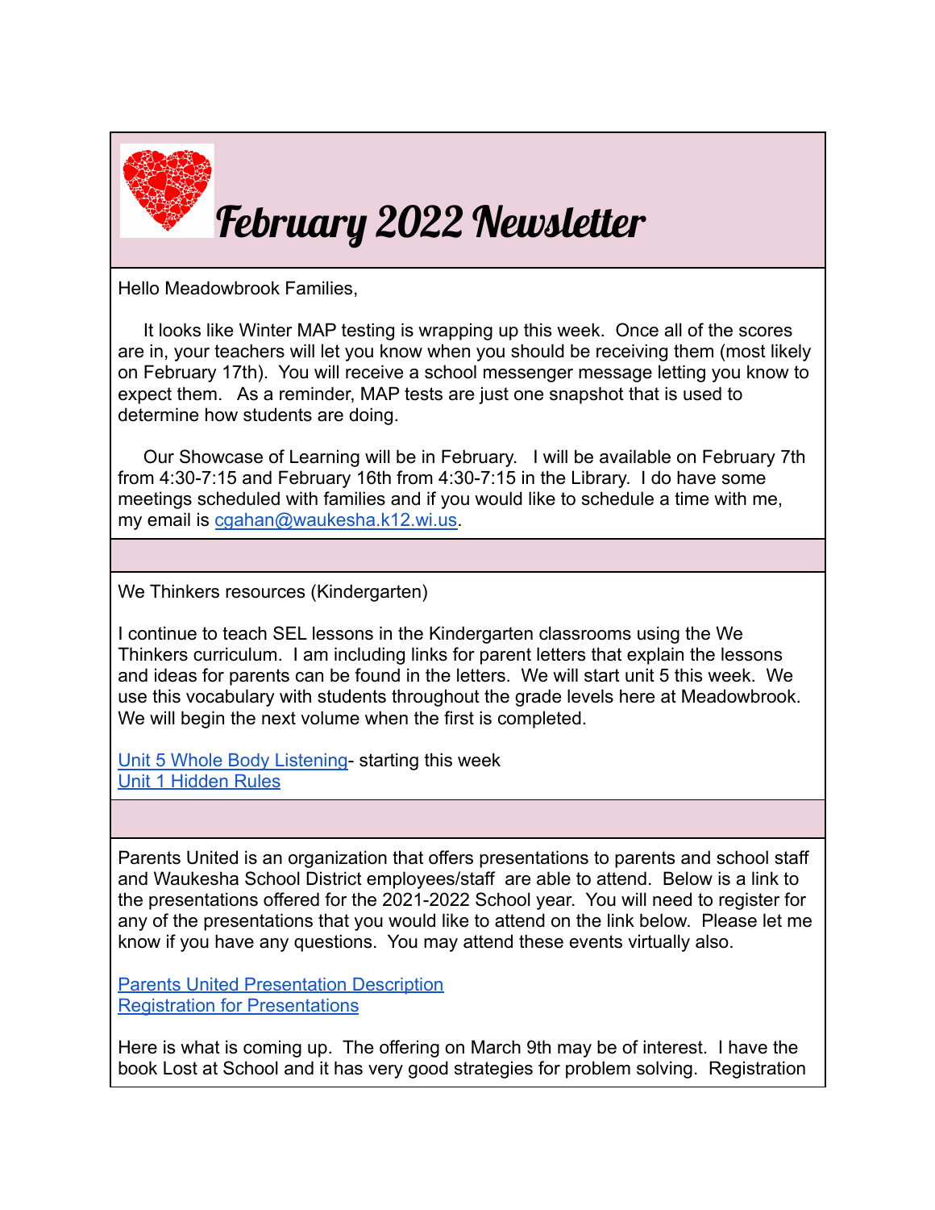# February 2022 Newsletter

Hello Meadowbrook Families,

It looks like Winter MAP testing is wrapping up this week. Once all of the scores are in, your teachers will let you know when you should be receiving them (most likely on February 17th). You will receive a school messenger message letting you know to expect them. As a reminder, MAP tests are just one snapshot that is used to determine how students are doing.

Our Showcase of Learning will be in February. I will be available on February 7th from 4:30-7:15 and February 16th from 4:30-7:15 in the Library. I do have some meetings scheduled with families and if you would like to schedule a time with me, my email is [cgahan@waukesha.k12.wi.us](mailto:cgahan@waukesha.k12.wi.us).

---

We Thinkers resources (Kindergarten)

I continue to teach SEL lessons in the Kindergarten classrooms using the We Thinkers curriculum. I am including links for parent letters that explain the lessons and ideas for parents can be found in the letters. We will start unit 5 this week. We use this vocabulary with students throughout the grade levels here at Meadowbrook. We will begin the next volume when the first is completed.

[Unit 5 Whole Body Listening](#)- starting this week
[Unit 1 Hidden Rules](#)

---

Parents United is an organization that offers presentations to parents and school staff and Waukesha School District employees/staff are able to attend. Below is a link to the presentations offered for the 2021-2022 School year. You will need to register for any of the presentations that you would like to attend on the link below. Please let me know if you have any questions. You may attend these events virtually also.

[Parents United Presentation Description](#)
[Registration for Presentations](#)

Here is what is coming up. The offering on March 9th may be of interest. I have the book Lost at School and it has very good strategies for problem solving. Registration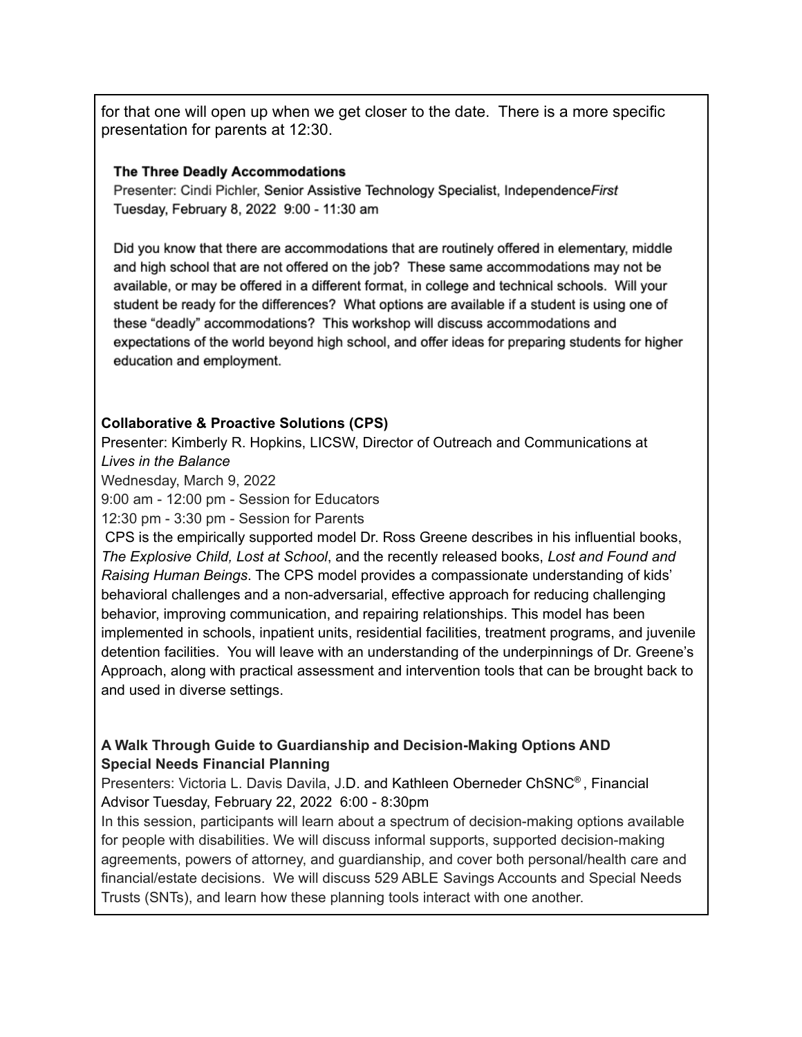for that one will open up when we get closer to the date. There is a more specific presentation for parents at 12:30.

**The Three Deadly Accommodations**

Presenter: Cindi Pichler, Senior Assistive Technology Specialist, Independence*First*

Tuesday, February 8, 2022 9:00 - 11:30 am

Did you know that there are accommodations that are routinely offered in elementary, middle and high school that are not offered on the job? These same accommodations may not be available, or may be offered in a different format, in college and technical schools. Will your student be ready for the differences? What options are available if a student is using one of these "deadly" accommodations? This workshop will discuss accommodations and expectations of the world beyond high school, and offer ideas for preparing students for higher education and employment.

**Collaborative & Proactive Solutions (CPS)**

Presenter: Kimberly R. Hopkins, LICSW, Director of Outreach and Communications at *Lives in the Balance*

Wednesday, March 9, 2022

9:00 am - 12:00 pm - Session for Educators

12:30 pm - 3:30 pm - Session for Parents

CPS is the empirically supported model Dr. Ross Greene describes in his influential books, *The Explosive Child, Lost at School*, and the recently released books, *Lost and Found and Raising Human Beings*. The CPS model provides a compassionate understanding of kids' behavioral challenges and a non-adversarial, effective approach for reducing challenging behavior, improving communication, and repairing relationships. This model has been implemented in schools, inpatient units, residential facilities, treatment programs, and juvenile detention facilities. You will leave with an understanding of the underpinnings of Dr. Greene's Approach, along with practical assessment and intervention tools that can be brought back to and used in diverse settings.

**A Walk Through Guide to Guardianship and Decision-Making Options AND Special Needs Financial Planning**

Presenters: Victoria L. Davis Davila, J.D. and Kathleen Oberneder ChSNC®, Financial Advisor Tuesday, February 22, 2022 6:00 - 8:30pm

In this session, participants will learn about a spectrum of decision-making options available for people with disabilities. We will discuss informal supports, supported decision-making agreements, powers of attorney, and guardianship, and cover both personal/health care and financial/estate decisions. We will discuss 529 ABLE Savings Accounts and Special Needs Trusts (SNTs), and learn how these planning tools interact with one another.